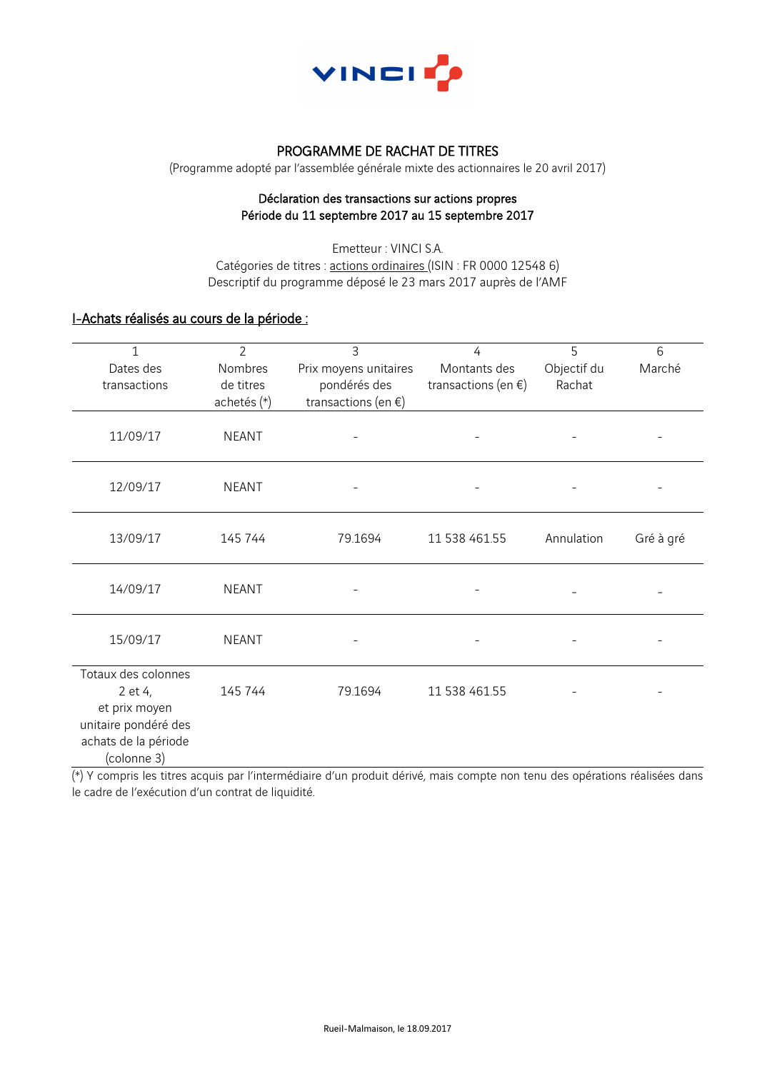# PROGRAMME DE RACHAT DE TITRES

(Programme adopté par l'assemblée générale mixte des actionnaires le 20 avril 2017)

**Déclaration des transactions sur actions propres**
**Période du 11 septembre 2017 au 15 septembre 2017**

Emetteur : VINCI S.A.
Catégories de titres : actions ordinaires (ISIN : FR 0000 12548 6)
Descriptif du programme déposé le 23 mars 2017 auprès de l'AMF

## I-Achats réalisés au cours de la période :

| 1<br>Dates des transactions | 2<br>Nombres de titres achetés (*) | 3<br>Prix moyens unitaires pondérés des transactions (en €) | 4<br>Montants des transactions (en €) | 5<br>Objectif du Rachat | 6<br>Marché |
|---|---|---|---|---|---|
| 11/09/17 | NEANT | - | - | - | - |
| 12/09/17 | NEANT | - | - | - | - |
| 13/09/17 | 145 744 | 79.1694 | 11 538 461.55 | Annulation | Gré à gré |
| 14/09/17 | NEANT | - | - | - | - |
| 15/09/17 | NEANT | - | - | - | - |
| Totaux des colonnes 2 et 4, et prix moyen unitaire pondéré des achats de la période (colonne 3) | 145 744 | 79.1694 | 11 538 461.55 | - | - |

(*) Y compris les titres acquis par l'intermédiaire d'un produit dérivé, mais compte non tenu des opérations réalisées dans le cadre de l'exécution d'un contrat de liquidité.

Rueil-Malmaison, le 18.09.2017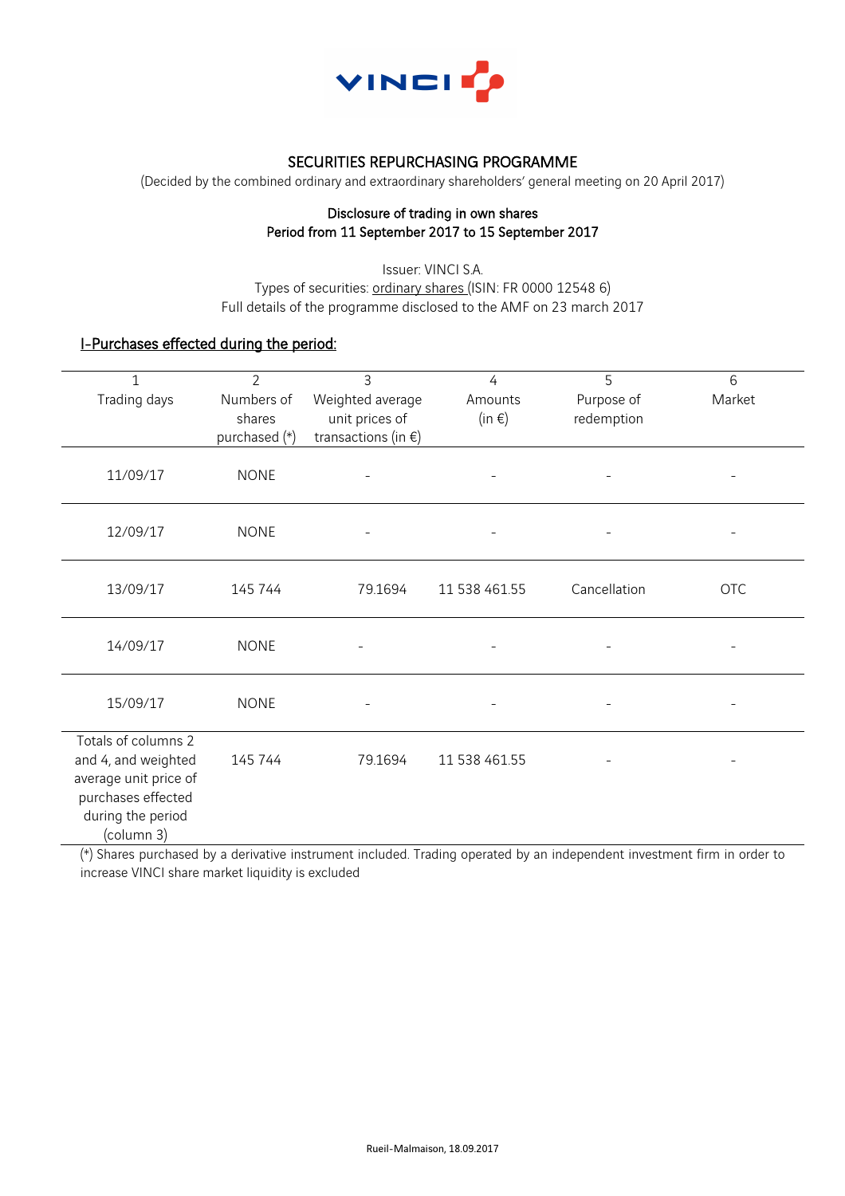# SECURITIES REPURCHASING PROGRAMME

(Decided by the combined ordinary and extraordinary shareholders' general meeting on 20 April 2017)

## Disclosure of trading in own shares
## Period from 11 September 2017 to 15 September 2017

Issuer: VINCI S.A.
Types of securities: ordinary shares (ISIN: FR 0000 12548 6)
Full details of the programme disclosed to the AMF on 23 march 2017

## I-Purchases effected during the period:

| 1<br>Trading days | 2<br>Numbers of shares purchased (*) | 3<br>Weighted average unit prices of transactions (in €) | 4<br>Amounts (in €) | 5<br>Purpose of redemption | 6<br>Market |
|---|---|---|---|---|---|
| 11/09/17 | NONE | - | - | - | - |
| 12/09/17 | NONE | - | - | - | - |
| 13/09/17 | 145 744 | 79.1694 | 11 538 461.55 | Cancellation | OTC |
| 14/09/17 | NONE | - | - | - | - |
| 15/09/17 | NONE | - | - | - | - |
| Totals of columns 2 and 4, and weighted average unit price of purchases effected during the period (column 3) | 145 744 | 79.1694 | 11 538 461.55 | - | - |

(*) Shares purchased by a derivative instrument included. Trading operated by an independent investment firm in order to increase VINCI share market liquidity is excluded

Rueil-Malmaison, 18.09.2017